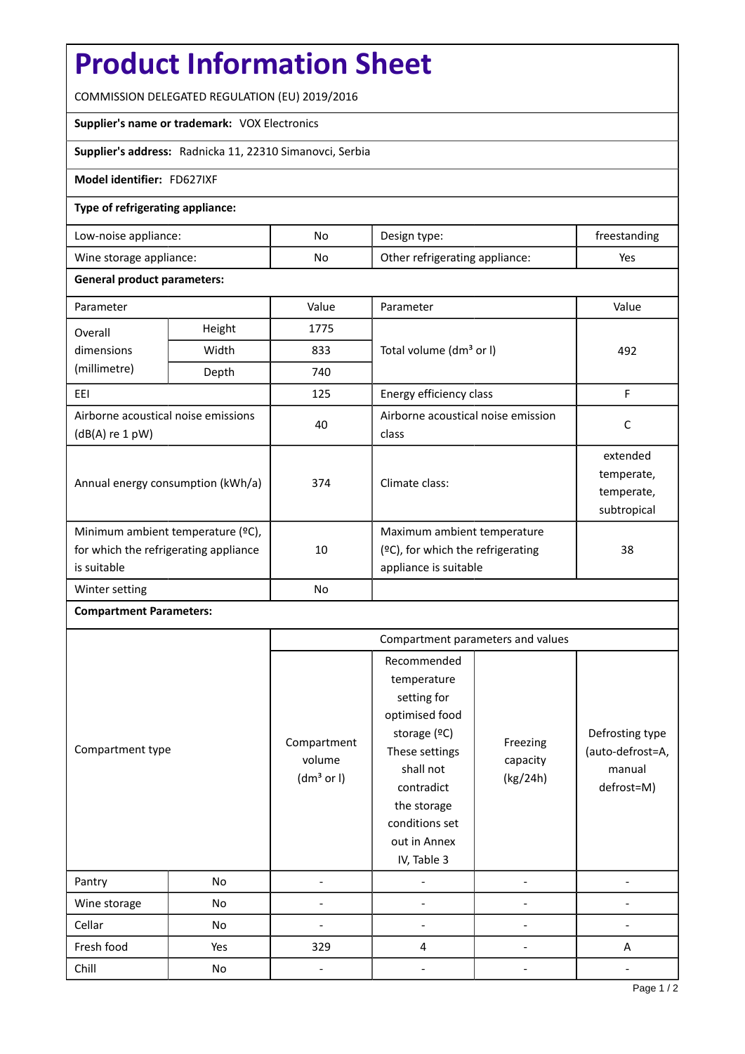# Product Information Sheet

COMMISSION DELEGATED REGULATION (EU) 2019/2016

**Supplier's name or trademark:** VOX Electronics

**Supplier's address:** Radnicka 11, 22310 Simanovci, Serbia

**Model identifier:** FD627IXF

**Type of refrigerating appliance:**

| | | | |
|---|---|---|---|
| Low-noise appliance: | No | Design type: | freestanding |
| Wine storage appliance: | No | Other refrigerating appliance: | Yes |

**General product parameters:**

| Parameter | | Value | Parameter | Value |
|---|---|---|---|---|
| Overall dimensions (millimetre) | Height | 1775 | Total volume (dm³ or l) | 492 |
| | Width | 833 | | |
| | Depth | 740 | | |
| EEI | | 125 | Energy efficiency class | F |
| Airborne acoustical noise emissions (dB(A) re 1 pW) | | 40 | Airborne acoustical noise emission class | C |
| Annual energy consumption (kWh/a) | | 374 | Climate class: | extended temperate, temperate, subtropical |
| Minimum ambient temperature (ºC), for which the refrigerating appliance is suitable | | 10 | Maximum ambient temperature (ºC), for which the refrigerating appliance is suitable | 38 |
| Winter setting | | No | | |

**Compartment Parameters:**

| Compartment type | | Compartment parameters and values | | | |
|---|---|---|---|---|---|
| | | Compartment volume (dm³ or l) | Recommended temperature setting for optimised food storage (ºC) These settings shall not contradict the storage conditions set out in Annex IV, Table 3 | Freezing capacity (kg/24h) | Defrosting type (auto-defrost=A, manual defrost=M) |
| Pantry | No | - | - | - | - |
| Wine storage | No | - | - | - | - |
| Cellar | No | - | - | - | - |
| Fresh food | Yes | 329 | 4 | - | A |
| Chill | No | - | - | - | - |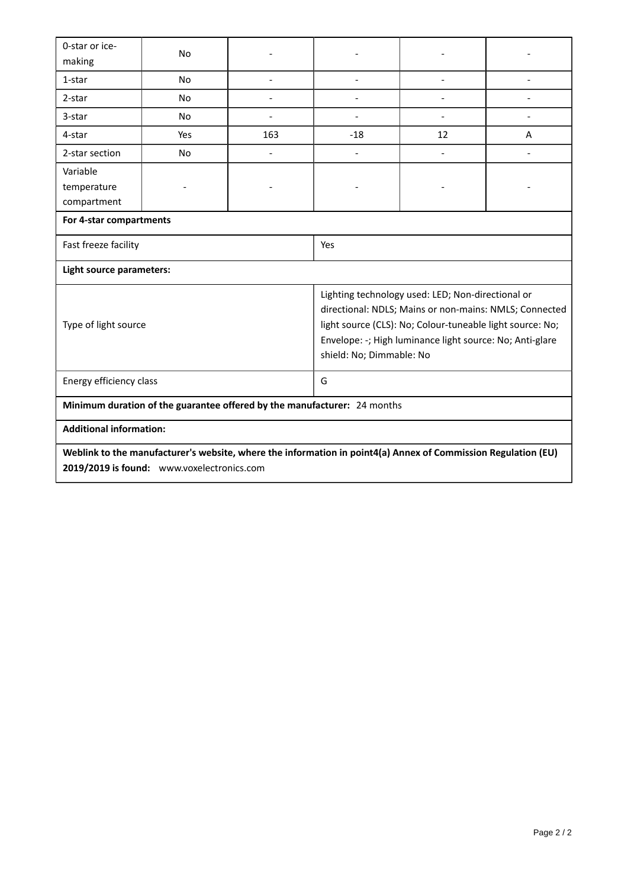| | | | | | |
|---|---|---|---|---|---|
| 0-star or ice-making | No | - | - | - | - |
| 1-star | No | - | - | - | - |
| 2-star | No | - | - | - | - |
| 3-star | No | - | - | - | - |
| 4-star | Yes | 163 | -18 | 12 | A |
| 2-star section | No | - | - | - | - |
| Variable temperature compartment | - | - | - | - | - |
| **For 4-star compartments** | | | | | |
| Fast freeze facility | | | Yes | | |
| **Light source parameters:** | | | | | |
| Type of light source | | | Lighting technology used: LED; Non-directional or directional: NDLS; Mains or non-mains: NMLS; Connected light source (CLS): No; Colour-tuneable light source: No; Envelope: -; High luminance light source: No; Anti-glare shield: No; Dimmable: No | | |
| Energy efficiency class | | | G | | |
| **Minimum duration of the guarantee offered by the manufacturer:** 24 months | | | | | |
| **Additional information:** | | | | | |
| **Weblink to the manufacturer's website, where the information in point4(a) Annex of Commission Regulation (EU) 2019/2019 is found:** www.voxelectronics.com | | | | | |